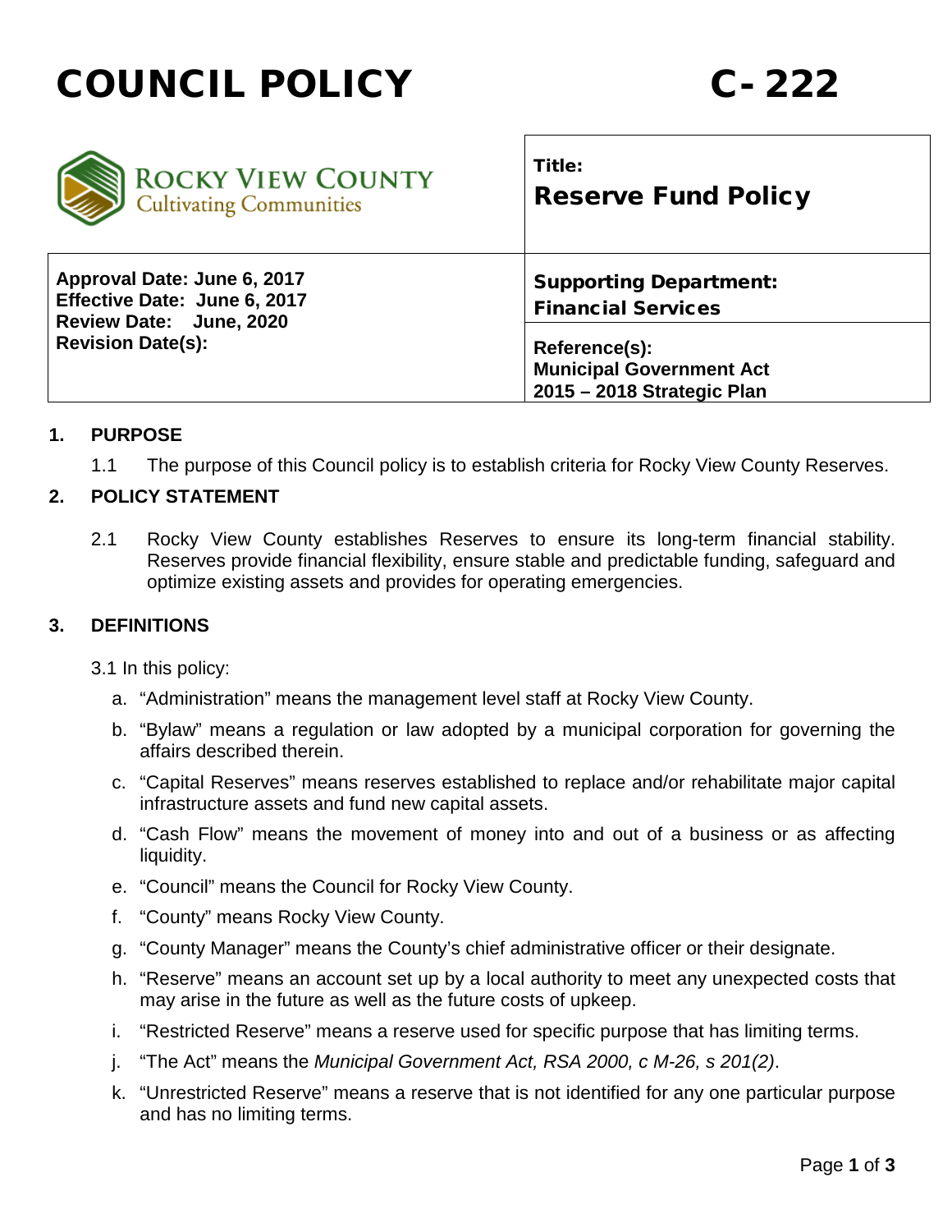# COUNCIL POLICY C-222

ROCKY VIEW COUNTY
Cultivating Communities

| | |
|---|---|
| | **Title:**<br>**Reserve Fund Policy** |
| **Approval Date: June 6, 2017**<br>**Effective Date: June 6, 2017**<br>**Review Date: June, 2020**<br>**Revision Date(s):** | **Supporting Department:**<br>**Financial Services** |
| | **Reference(s):**<br>**Municipal Government Act**<br>**2015 – 2018 Strategic Plan** |

## 1. PURPOSE

1.1 The purpose of this Council policy is to establish criteria for Rocky View County Reserves.

## 2. POLICY STATEMENT

2.1 Rocky View County establishes Reserves to ensure its long-term financial stability. Reserves provide financial flexibility, ensure stable and predictable funding, safeguard and optimize existing assets and provides for operating emergencies.

## 3. DEFINITIONS

3.1 In this policy:

a. "Administration" means the management level staff at Rocky View County.

b. "Bylaw" means a regulation or law adopted by a municipal corporation for governing the affairs described therein.

c. "Capital Reserves" means reserves established to replace and/or rehabilitate major capital infrastructure assets and fund new capital assets.

d. "Cash Flow" means the movement of money into and out of a business or as affecting liquidity.

e. "Council" means the Council for Rocky View County.

f. "County" means Rocky View County.

g. "County Manager" means the County's chief administrative officer or their designate.

h. "Reserve" means an account set up by a local authority to meet any unexpected costs that may arise in the future as well as the future costs of upkeep.

i. "Restricted Reserve" means a reserve used for specific purpose that has limiting terms.

j. "The Act" means the *Municipal Government Act, RSA 2000, c M-26, s 201(2)*.

k. "Unrestricted Reserve" means a reserve that is not identified for any one particular purpose and has no limiting terms.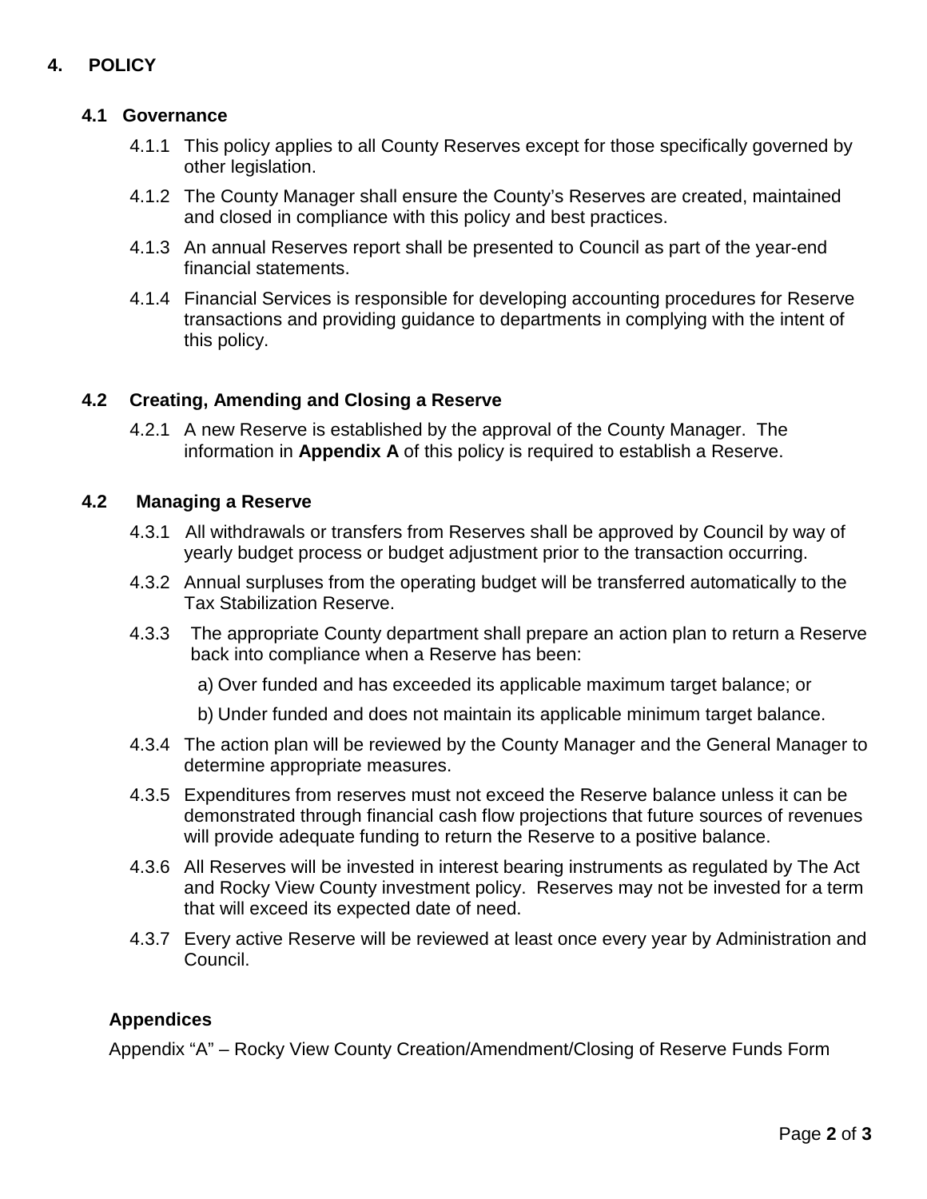# 4. POLICY

## 4.1 Governance

4.1.1 This policy applies to all County Reserves except for those specifically governed by other legislation.

4.1.2 The County Manager shall ensure the County's Reserves are created, maintained and closed in compliance with this policy and best practices.

4.1.3 An annual Reserves report shall be presented to Council as part of the year-end financial statements.

4.1.4 Financial Services is responsible for developing accounting procedures for Reserve transactions and providing guidance to departments in complying with the intent of this policy.

## 4.2 Creating, Amending and Closing a Reserve

4.2.1 A new Reserve is established by the approval of the County Manager. The information in **Appendix A** of this policy is required to establish a Reserve.

## 4.2 Managing a Reserve

4.3.1 All withdrawals or transfers from Reserves shall be approved by Council by way of yearly budget process or budget adjustment prior to the transaction occurring.

4.3.2 Annual surpluses from the operating budget will be transferred automatically to the Tax Stabilization Reserve.

4.3.3 The appropriate County department shall prepare an action plan to return a Reserve back into compliance when a Reserve has been:

a) Over funded and has exceeded its applicable maximum target balance; or

b) Under funded and does not maintain its applicable minimum target balance.

4.3.4 The action plan will be reviewed by the County Manager and the General Manager to determine appropriate measures.

4.3.5 Expenditures from reserves must not exceed the Reserve balance unless it can be demonstrated through financial cash flow projections that future sources of revenues will provide adequate funding to return the Reserve to a positive balance.

4.3.6 All Reserves will be invested in interest bearing instruments as regulated by The Act and Rocky View County investment policy. Reserves may not be invested for a term that will exceed its expected date of need.

4.3.7 Every active Reserve will be reviewed at least once every year by Administration and Council.

### Appendices

Appendix "A" – Rocky View County Creation/Amendment/Closing of Reserve Funds Form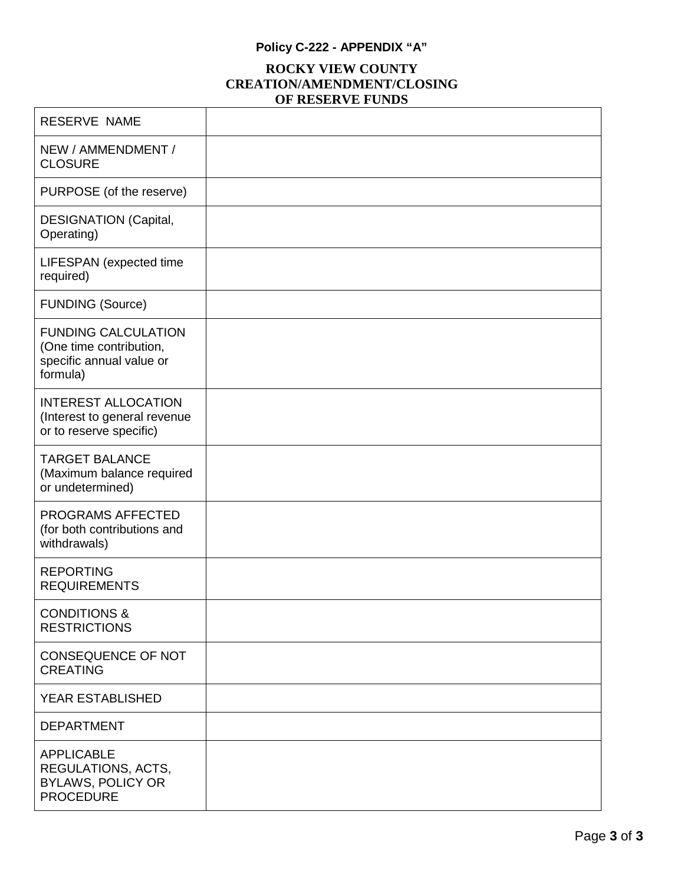**Policy C-222 - APPENDIX "A"**

**ROCKY VIEW COUNTY**
**CREATION/AMENDMENT/CLOSING**
**OF RESERVE FUNDS**

| | |
|---|---|
| RESERVE NAME | |
| NEW / AMMENDMENT / CLOSURE | |
| PURPOSE (of the reserve) | |
| DESIGNATION (Capital, Operating) | |
| LIFESPAN (expected time required) | |
| FUNDING (Source) | |
| FUNDING CALCULATION (One time contribution, specific annual value or formula) | |
| INTEREST ALLOCATION (Interest to general revenue or to reserve specific) | |
| TARGET BALANCE (Maximum balance required or undetermined) | |
| PROGRAMS AFFECTED (for both contributions and withdrawals) | |
| REPORTING REQUIREMENTS | |
| CONDITIONS & RESTRICTIONS | |
| CONSEQUENCE OF NOT CREATING | |
| YEAR ESTABLISHED | |
| DEPARTMENT | |
| APPLICABLE REGULATIONS, ACTS, BYLAWS, POLICY OR PROCEDURE | |